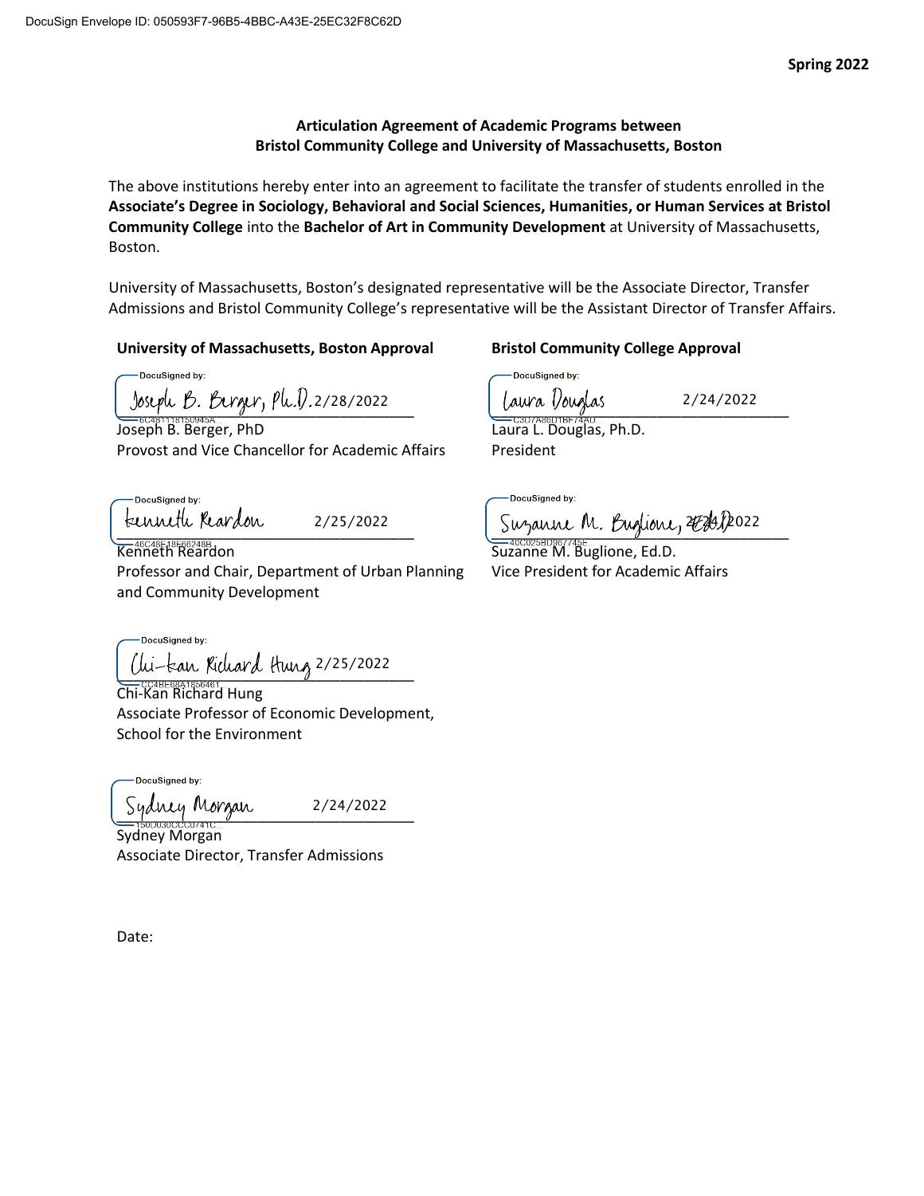DocuSign Envelope ID: 050593F7-96B5-4BBC-A43E-25EC32F8C62D

**Spring 2022**

## Articulation Agreement of Academic Programs between Bristol Community College and University of Massachusetts, Boston

The above institutions hereby enter into an agreement to facilitate the transfer of students enrolled in the **Associate's Degree in Sociology, Behavioral and Social Sciences, Humanities, or Human Services at Bristol Community College** into the **Bachelor of Art in Community Development** at University of Massachusetts, Boston.

University of Massachusetts, Boston's designated representative will be the Associate Director, Transfer Admissions and Bristol Community College's representative will be the Assistant Director of Transfer Affairs.

**University of Massachusetts, Boston Approval**

DocuSigned by:
Joseph B. Berger, Ph.D. 2/28/2022
6C481118150945A...
Joseph B. Berger, PhD
Provost and Vice Chancellor for Academic Affairs

DocuSigned by:
Kenneth Reardon 2/25/2022
46C48E18E66248B...
Kenneth Reardon
Professor and Chair, Department of Urban Planning and Community Development

DocuSigned by:
Chi-Kan Richard Hung 2/25/2022
CC4BE68A1856461...
Chi-Kan Richard Hung
Associate Professor of Economic Development, School for the Environment

DocuSigned by:
Sydney Morgan 2/24/2022
150D030CCC0741C...
Sydney Morgan
Associate Director, Transfer Admissions

**Bristol Community College Approval**

DocuSigned by:
Laura Douglas 2/24/2022
C3D7A86D1BF74AD...
Laura L. Douglas, Ph.D.
President

DocuSigned by:
Suzanne M. Buglione, 2/24/2022
40C025BD967745E...
Suzanne M. Buglione, Ed.D.
Vice President for Academic Affairs

Date: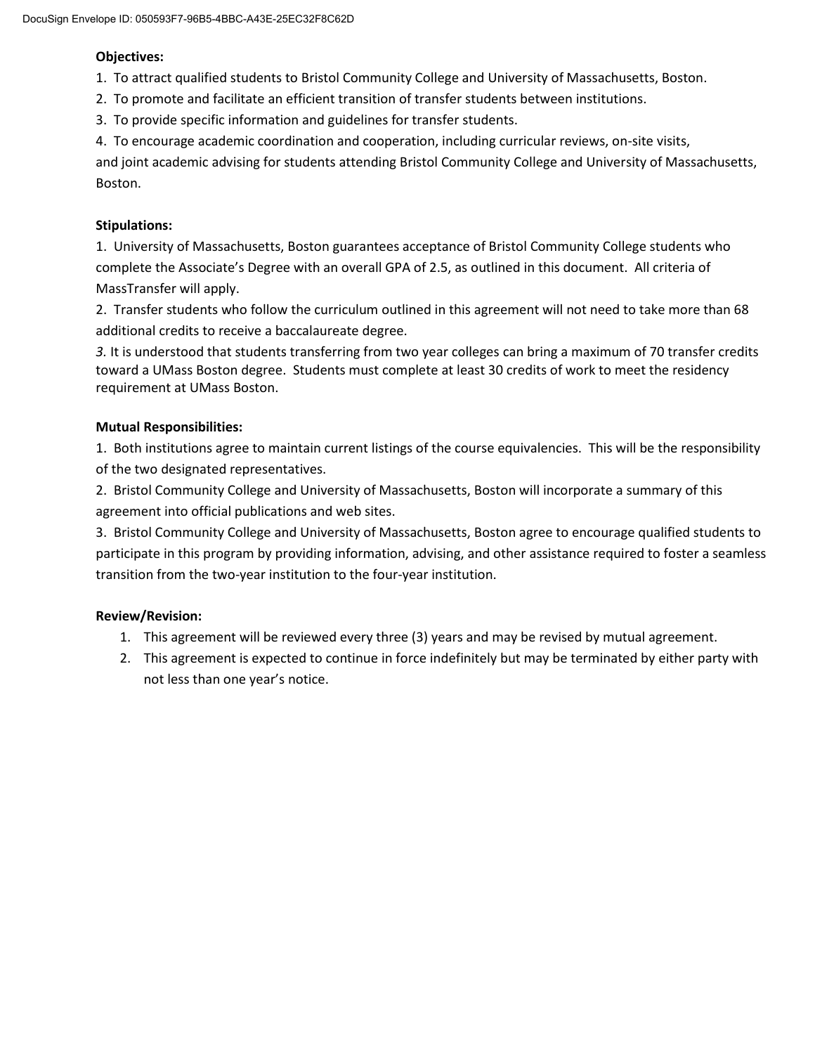**Objectives:**

1. To attract qualified students to Bristol Community College and University of Massachusetts, Boston.
2. To promote and facilitate an efficient transition of transfer students between institutions.
3. To provide specific information and guidelines for transfer students.
4. To encourage academic coordination and cooperation, including curricular reviews, on-site visits, and joint academic advising for students attending Bristol Community College and University of Massachusetts, Boston.

**Stipulations:**

1. University of Massachusetts, Boston guarantees acceptance of Bristol Community College students who complete the Associate's Degree with an overall GPA of 2.5, as outlined in this document. All criteria of MassTransfer will apply.
2. Transfer students who follow the curriculum outlined in this agreement will not need to take more than 68 additional credits to receive a baccalaureate degree.
3. It is understood that students transferring from two year colleges can bring a maximum of 70 transfer credits toward a UMass Boston degree. Students must complete at least 30 credits of work to meet the residency requirement at UMass Boston.

**Mutual Responsibilities:**

1. Both institutions agree to maintain current listings of the course equivalencies. This will be the responsibility of the two designated representatives.
2. Bristol Community College and University of Massachusetts, Boston will incorporate a summary of this agreement into official publications and web sites.
3. Bristol Community College and University of Massachusetts, Boston agree to encourage qualified students to participate in this program by providing information, advising, and other assistance required to foster a seamless transition from the two-year institution to the four-year institution.

**Review/Revision:**

1. This agreement will be reviewed every three (3) years and may be revised by mutual agreement.
2. This agreement is expected to continue in force indefinitely but may be terminated by either party with not less than one year's notice.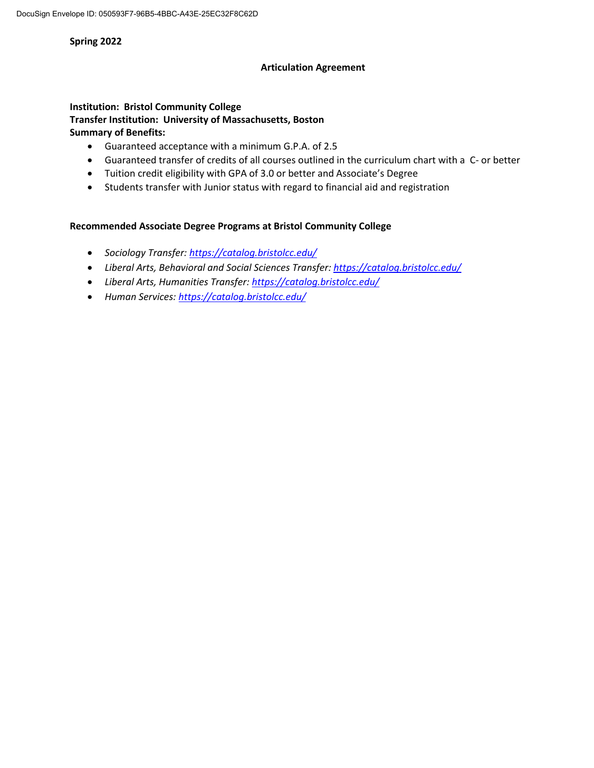**Spring 2022**

## Articulation Agreement

**Institution: Bristol Community College**
**Transfer Institution: University of Massachusetts, Boston**
**Summary of Benefits:**

- Guaranteed acceptance with a minimum G.P.A. of 2.5
- Guaranteed transfer of credits of all courses outlined in the curriculum chart with a C- or better
- Tuition credit eligibility with GPA of 3.0 or better and Associate's Degree
- Students transfer with Junior status with regard to financial aid and registration

**Recommended Associate Degree Programs at Bristol Community College**

- *Sociology Transfer: https://catalog.bristolcc.edu/*
- *Liberal Arts, Behavioral and Social Sciences Transfer: https://catalog.bristolcc.edu/*
- *Liberal Arts, Humanities Transfer: https://catalog.bristolcc.edu/*
- *Human Services: https://catalog.bristolcc.edu/*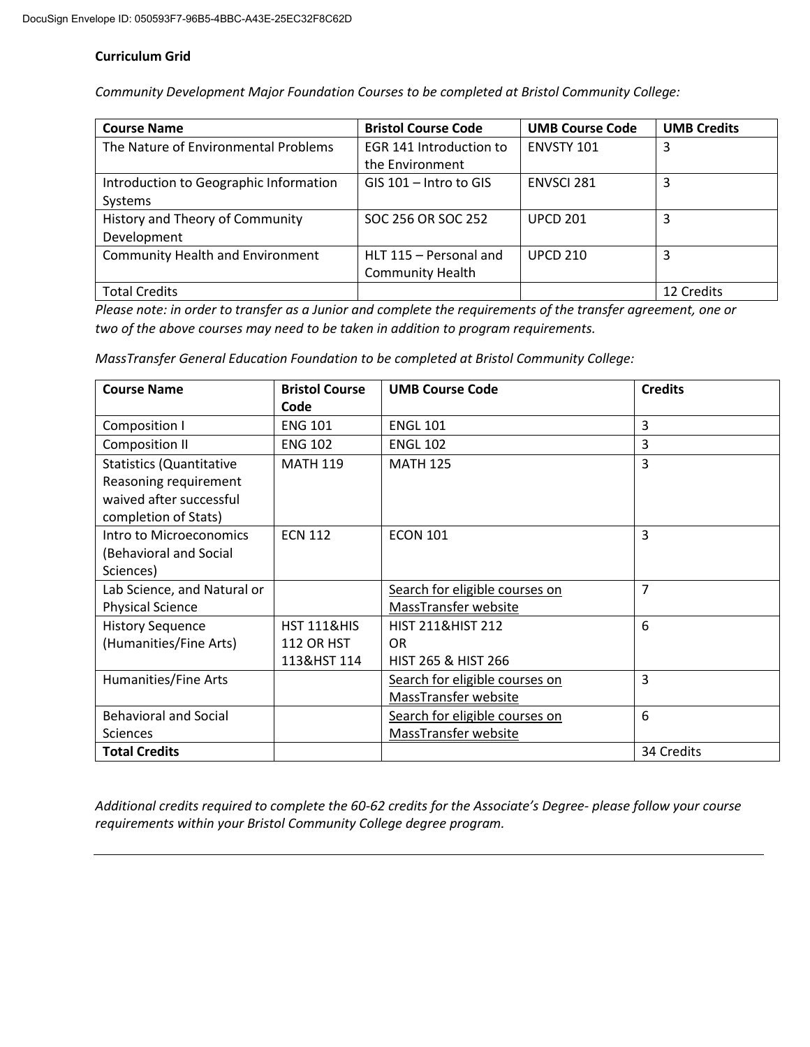**Curriculum Grid**

*Community Development Major Foundation Courses to be completed at Bristol Community College:*

| Course Name | Bristol Course Code | UMB Course Code | UMB Credits |
|---|---|---|---|
| The Nature of Environmental Problems | EGR 141 Introduction to the Environment | ENVSTY 101 | 3 |
| Introduction to Geographic Information Systems | GIS 101 – Intro to GIS | ENVSCI 281 | 3 |
| History and Theory of Community Development | SOC 256 OR SOC 252 | UPCD 201 | 3 |
| Community Health and Environment | HLT 115 – Personal and Community Health | UPCD 210 | 3 |
| Total Credits | | | 12 Credits |

*Please note: in order to transfer as a Junior and complete the requirements of the transfer agreement, one or two of the above courses may need to be taken in addition to program requirements.*

*MassTransfer General Education Foundation to be completed at Bristol Community College:*

| Course Name | Bristol Course Code | UMB Course Code | Credits |
|---|---|---|---|
| Composition I | ENG 101 | ENGL 101 | 3 |
| Composition II | ENG 102 | ENGL 102 | 3 |
| Statistics (Quantitative Reasoning requirement waived after successful completion of Stats) | MATH 119 | MATH 125 | 3 |
| Intro to Microeconomics (Behavioral and Social Sciences) | ECN 112 | ECON 101 | 3 |
| Lab Science, and Natural or Physical Science | | Search for eligible courses on MassTransfer website | 7 |
| History Sequence (Humanities/Fine Arts) | HST 111&HIS 112 OR HST 113&HST 114 | HIST 211&HIST 212 OR HIST 265 & HIST 266 | 6 |
| Humanities/Fine Arts | | Search for eligible courses on MassTransfer website | 3 |
| Behavioral and Social Sciences | | Search for eligible courses on MassTransfer website | 6 |
| **Total Credits** | | | 34 Credits |

*Additional credits required to complete the 60-62 credits for the Associate's Degree- please follow your course requirements within your Bristol Community College degree program.*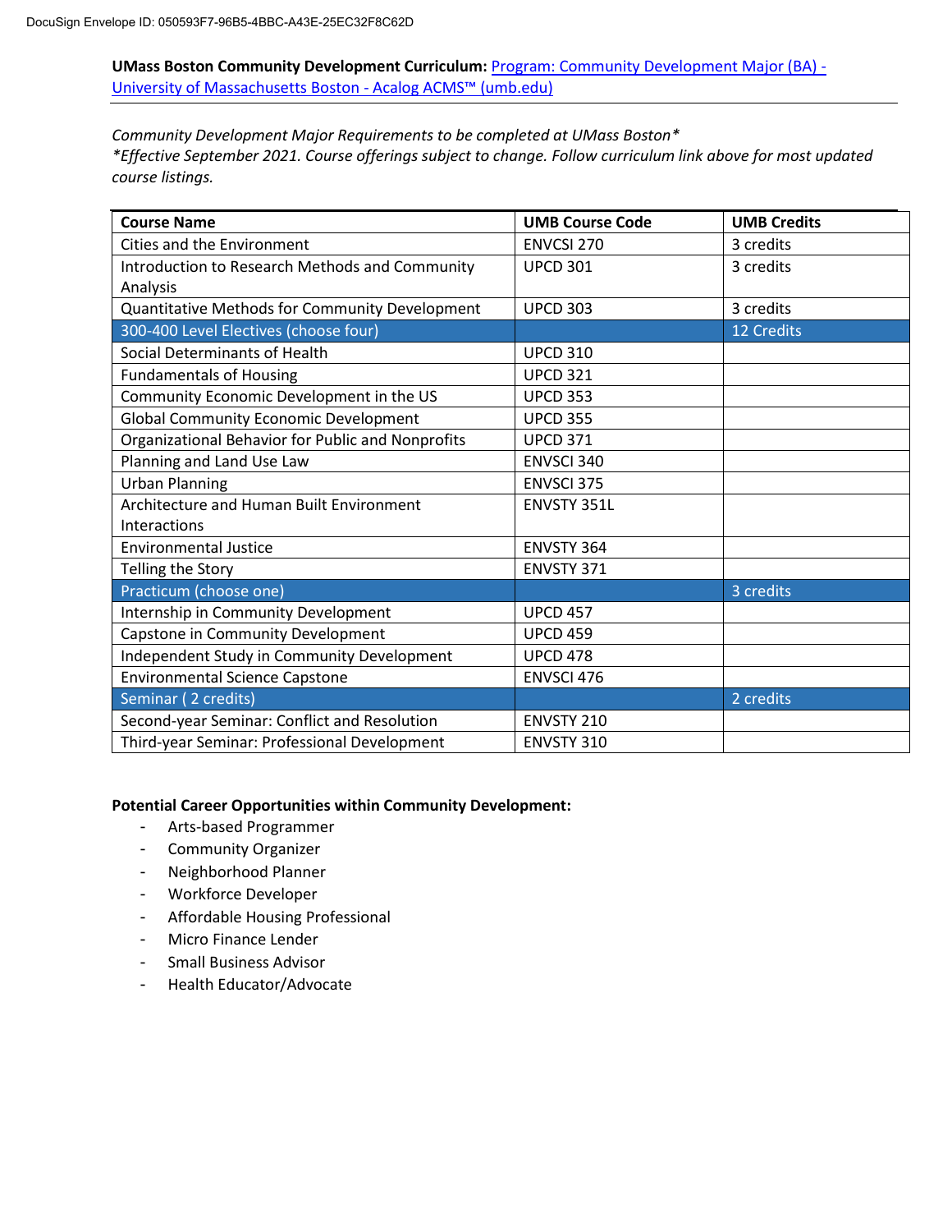**UMass Boston Community Development Curriculum:** [Program: Community Development Major (BA) - University of Massachusetts Boston - Acalog ACMS™ (umb.edu)]

*Community Development Major Requirements to be completed at UMass Boston\**
*\*Effective September 2021. Course offerings subject to change. Follow curriculum link above for most updated course listings.*

| Course Name | UMB Course Code | UMB Credits |
|---|---|---|
| Cities and the Environment | ENVCSI 270 | 3 credits |
| Introduction to Research Methods and Community Analysis | UPCD 301 | 3 credits |
| Quantitative Methods for Community Development | UPCD 303 | 3 credits |
| 300-400 Level Electives (choose four) | | 12 Credits |
| Social Determinants of Health | UPCD 310 | |
| Fundamentals of Housing | UPCD 321 | |
| Community Economic Development in the US | UPCD 353 | |
| Global Community Economic Development | UPCD 355 | |
| Organizational Behavior for Public and Nonprofits | UPCD 371 | |
| Planning and Land Use Law | ENVSCI 340 | |
| Urban Planning | ENVSCI 375 | |
| Architecture and Human Built Environment Interactions | ENVSTY 351L | |
| Environmental Justice | ENVSTY 364 | |
| Telling the Story | ENVSTY 371 | |
| Practicum (choose one) | | 3 credits |
| Internship in Community Development | UPCD 457 | |
| Capstone in Community Development | UPCD 459 | |
| Independent Study in Community Development | UPCD 478 | |
| Environmental Science Capstone | ENVSCI 476 | |
| Seminar ( 2 credits) | | 2 credits |
| Second-year Seminar: Conflict and Resolution | ENVSTY 210 | |
| Third-year Seminar: Professional Development | ENVSTY 310 | |

**Potential Career Opportunities within Community Development:**

- Arts-based Programmer
- Community Organizer
- Neighborhood Planner
- Workforce Developer
- Affordable Housing Professional
- Micro Finance Lender
- Small Business Advisor
- Health Educator/Advocate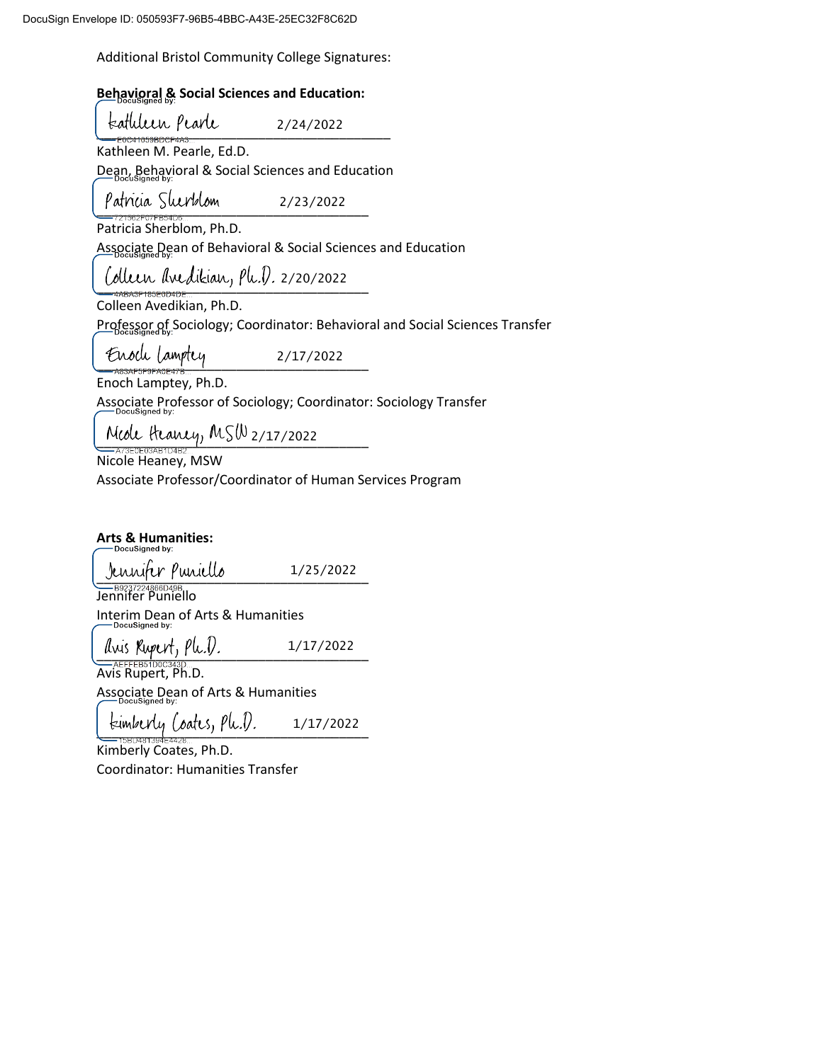Additional Bristol Community College Signatures:

**Behavioral & Social Sciences and Education:**

DocuSigned by: Kathleen Pearle 2/24/2022

Kathleen M. Pearle, Ed.D.

Dean, Behavioral & Social Sciences and Education

DocuSigned by: Patricia Sherblom 2/23/2022

Patricia Sherblom, Ph.D.

Associate Dean of Behavioral & Social Sciences and Education

DocuSigned by: Colleen Avedikian, Ph.D. 2/20/2022

Colleen Avedikian, Ph.D.

Professor of Sociology; Coordinator: Behavioral and Social Sciences Transfer

DocuSigned by: Enoch Lamptey 2/17/2022

Enoch Lamptey, Ph.D.

Associate Professor of Sociology; Coordinator: Sociology Transfer

DocuSigned by: Nicole Heaney, MSW 2/17/2022

Nicole Heaney, MSW

Associate Professor/Coordinator of Human Services Program

**Arts & Humanities:**

DocuSigned by: Jennifer Puniello 1/25/2022

Jennifer Puniello

Interim Dean of Arts & Humanities

DocuSigned by: Avis Rupert, Ph.D. 1/17/2022

Avis Rupert, Ph.D.

Associate Dean of Arts & Humanities

DocuSigned by: Kimberly Coates, Ph.D. 1/17/2022

Kimberly Coates, Ph.D.

Coordinator: Humanities Transfer